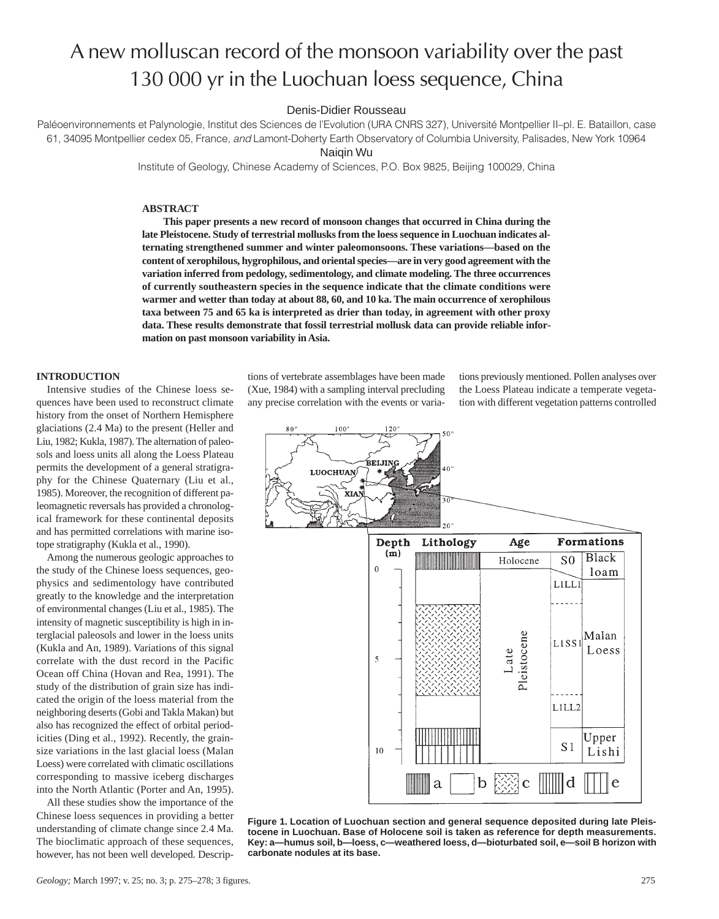# A new molluscan record of the monsoon variability over the past 130 000 yr in the Luochuan loess sequence, China

Denis-Didier Rousseau

Paléoenvironnements et Palynologie, Institut des Sciences de l'Evolution (URA CNRS 327), Université Montpellier II–pl. E. Bataillon, case 61, 34095 Montpellier cedex 05, France, *and* Lamont-Doherty Earth Observatory of Columbia University, Palisades, New York 10964

Naiqin Wu

Institute of Geology, Chinese Academy of Sciences, P.O. Box 9825, Beijing 100029, China

## ABSTRACT

**This paper presents a new record of monsoon changes that occurred in China during the late Pleistocene. Study of terrestrial mollusks from the loess sequence in Luochuan indicates alternating strengthened summer and winter paleomonsoons. These variations—based on the content of xerophilous, hygrophilous, and oriental species—are in very good agreement with the variation inferred from pedology, sedimentology, and climate modeling. The three occurrences of currently southeastern species in the sequence indicate that the climate conditions were warmer and wetter than today at about 88, 60, and 10 ka. The main occurrence of xerophilous taxa between 75 and 65 ka is interpreted as drier than today, in agreement with other proxy data. These results demonstrate that fossil terrestrial mollusk data can provide reliable information on past monsoon variability in Asia.**

## INTRODUCTION

Intensive studies of the Chinese loess sequences have been used to reconstruct climate history from the onset of Northern Hemisphere glaciations (2.4 Ma) to the present (Heller and Liu, 1982; Kukla, 1987). The alternation of paleosols and loess units all along the Loess Plateau permits the development of a general stratigraphy for the Chinese Quaternary (Liu et al., 1985). Moreover, the recognition of different paleomagnetic reversals has provided a chronological framework for these continental deposits and has permitted correlations with marine isotope stratigraphy (Kukla et al., 1990).

Among the numerous geologic approaches to the study of the Chinese loess sequences, geophysics and sedimentology have contributed greatly to the knowledge and the interpretation of environmental changes (Liu et al., 1985). The intensity of magnetic susceptibility is high in interglacial paleosols and lower in the loess units (Kukla and An, 1989). Variations of this signal correlate with the dust record in the Pacific Ocean off China (Hovan and Rea, 1991). The study of the distribution of grain size has indicated the origin of the loess material from the neighboring deserts (Gobi and Takla Makan) but also has recognized the effect of orbital periodicities (Ding et al., 1992). Recently, the grain-size variations in the last glacial loess (Malan Loess) were correlated with climatic oscillations corresponding to massive iceberg discharges into the North Atlantic (Porter and An, 1995).

All these studies show the importance of the Chinese loess sequences in providing a better understanding of climate change since 2.4 Ma. The bioclimatic approach of these sequences, however, has not been well developed. Descriptions of vertebrate assemblages have been made (Xue, 1984) with a sampling interval precluding any precise correlation with the events or variations previously mentioned. Pollen analyses over the Loess Plateau indicate a temperate vegetation with different vegetation patterns controlled

Figure 1. Location of Luochuan section and general sequence deposited during late Pleistocene in Luochuan. Base of Holocene soil is taken as reference for depth measurements. Key: a—humus soil, b—loess, c—weathered loess, d—bioturbated soil, e—soil B horizon with carbonate nodules at its base.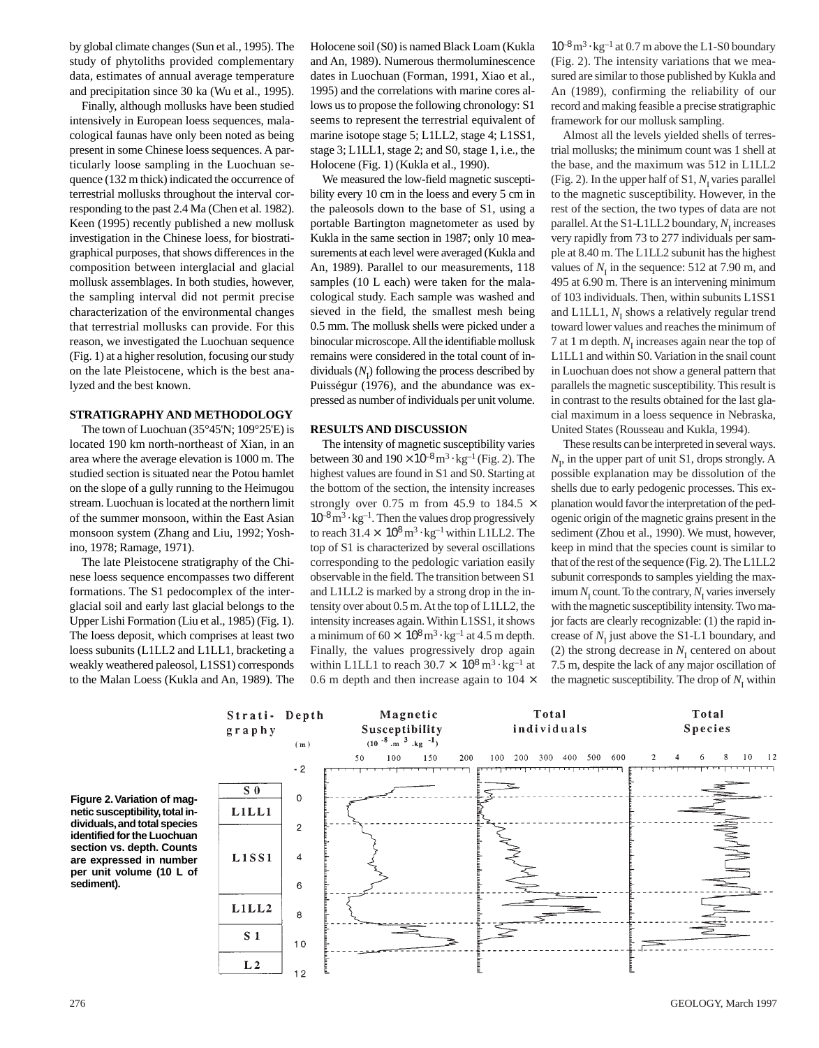by global climate changes (Sun et al., 1995). The study of phytoliths provided complementary data, estimates of annual average temperature and precipitation since 30 ka (Wu et al., 1995).

Finally, although mollusks have been studied intensively in European loess sequences, malacological faunas have only been noted as being present in some Chinese loess sequences. A particularly loose sampling in the Luochuan sequence (132 m thick) indicated the occurrence of terrestrial mollusks throughout the interval corresponding to the past 2.4 Ma (Chen et al. 1982). Keen (1995) recently published a new mollusk investigation in the Chinese loess, for biostratigraphical purposes, that shows differences in the composition between interglacial and glacial mollusk assemblages. In both studies, however, the sampling interval did not permit precise characterization of the environmental changes that terrestrial mollusks can provide. For this reason, we investigated the Luochuan sequence (Fig. 1) at a higher resolution, focusing our study on the late Pleistocene, which is the best analyzed and the best known.

## STRATIGRAPHY AND METHODOLOGY

The town of Luochuan (35°45'N; 109°25'E) is located 190 km north-northeast of Xian, in an area where the average elevation is 1000 m. The studied section is situated near the Potou hamlet on the slope of a gully running to the Heimugou stream. Luochuan is located at the northern limit of the summer monsoon, within the East Asian monsoon system (Zhang and Liu, 1992; Yoshino, 1978; Ramage, 1971).

The late Pleistocene stratigraphy of the Chinese loess sequence encompasses two different formations. The S1 pedocomplex of the interglacial soil and early last glacial belongs to the Upper Lishi Formation (Liu et al., 1985) (Fig. 1). The loess deposit, which comprises at least two loess subunits (L1LL2 and L1LL1, bracketing a weakly weathered paleosol, L1SS1) corresponds to the Malan Loess (Kukla and An, 1989). The Holocene soil (S0) is named Black Loam (Kukla and An, 1989). Numerous thermoluminescence dates in Luochuan (Forman, 1991, Xiao et al., 1995) and the correlations with marine cores allows us to propose the following chronology: S1 seems to represent the terrestrial equivalent of marine isotope stage 5; L1LL2, stage 4; L1SS1, stage 3; L1LL1, stage 2; and S0, stage 1, i.e., the Holocene (Fig. 1) (Kukla et al., 1990).

We measured the low-field magnetic susceptibility every 10 cm in the loess and every 5 cm in the paleosols down to the base of S1, using a portable Bartington magnetometer as used by Kukla in the same section in 1987; only 10 measurements at each level were averaged (Kukla and An, 1989). Parallel to our measurements, 118 samples (10 L each) were taken for the malacological study. Each sample was washed and sieved in the field, the smallest mesh being 0.5 mm. The mollusk shells were picked under a binocular microscope. All the identifiable mollusk remains were considered in the total count of individuals ($N_I$) following the process described by Puisségur (1976), and the abundance was expressed as number of individuals per unit volume.

## RESULTS AND DISCUSSION

The intensity of magnetic susceptibility varies between 30 and 190 $\times 10^{-8}\,m^3 \cdot kg^{-1}$ (Fig. 2). The highest values are found in S1 and S0. Starting at the bottom of the section, the intensity increases strongly over 0.75 m from 45.9 to 184.5 $\times 10^{-8}\,m^3 \cdot kg^{-1}$. Then the values drop progressively to reach 31.4 $\times 10^{8}\,m^3 \cdot kg^{-1}$ within L1LL2. The top of S1 is characterized by several oscillations corresponding to the pedologic variation easily observable in the field. The transition between S1 and L1LL2 is marked by a strong drop in the intensity over about 0.5 m. At the top of L1LL2, the intensity increases again. Within L1SS1, it shows a minimum of 60 $\times 10^{8}\,m^3 \cdot kg^{-1}$ at 4.5 m depth. Finally, the values progressively drop again within L1LL1 to reach 30.7 $\times 10^{8}\,m^3 \cdot kg^{-1}$ at 0.6 m depth and then increase again to 104 $\times 10^{-8}\,m^3 \cdot kg^{-1}$ at 0.7 m above the L1-S0 boundary (Fig. 2). The intensity variations that we measured are similar to those published by Kukla and An (1989), confirming the reliability of our record and making feasible a precise stratigraphic framework for our mollusk sampling.

Almost all the levels yielded shells of terrestrial mollusks; the minimum count was 1 shell at the base, and the maximum was 512 in L1LL2 (Fig. 2). In the upper half of S1, $N_I$ varies parallel to the magnetic susceptibility. However, in the rest of the section, the two types of data are not parallel. At the S1-L1LL2 boundary, $N_I$ increases very rapidly from 73 to 277 individuals per sample at 8.40 m. The L1LL2 subunit has the highest values of $N_I$ in the sequence: 512 at 7.90 m, and 495 at 6.90 m. There is an intervening minimum of 103 individuals. Then, within subunits L1SS1 and L1LL1, $N_I$ shows a relatively regular trend toward lower values and reaches the minimum of 7 at 1 m depth. $N_I$ increases again near the top of L1LL1 and within S0. Variation in the snail count in Luochuan does not show a general pattern that parallels the magnetic susceptibility. This result is in contrast to the results obtained for the last glacial maximum in a loess sequence in Nebraska, United States (Rousseau and Kukla, 1994).

These results can be interpreted in several ways. $N_I$, in the upper part of unit S1, drops strongly. A possible explanation may be dissolution of the shells due to early pedogenic processes. This explanation would favor the interpretation of the pedogenic origin of the magnetic grains present in the sediment (Zhou et al., 1990). We must, however, keep in mind that the species count is similar to that of the rest of the sequence (Fig. 2). The L1LL2 subunit corresponds to samples yielding the maximum $N_I$ count. To the contrary, $N_I$ varies inversely with the magnetic susceptibility intensity. Two major facts are clearly recognizable: (1) the rapid increase of $N_I$ just above the S1-L1 boundary, and (2) the strong decrease in $N_I$ centered on about 7.5 m, despite the lack of any major oscillation of the magnetic susceptibility. The drop of $N_I$ within

**Figure 2. Variation of magnetic susceptibility, total individuals, and total species identified for the Luochuan section vs. depth. Counts are expressed in number per unit volume (10 L of sediment).**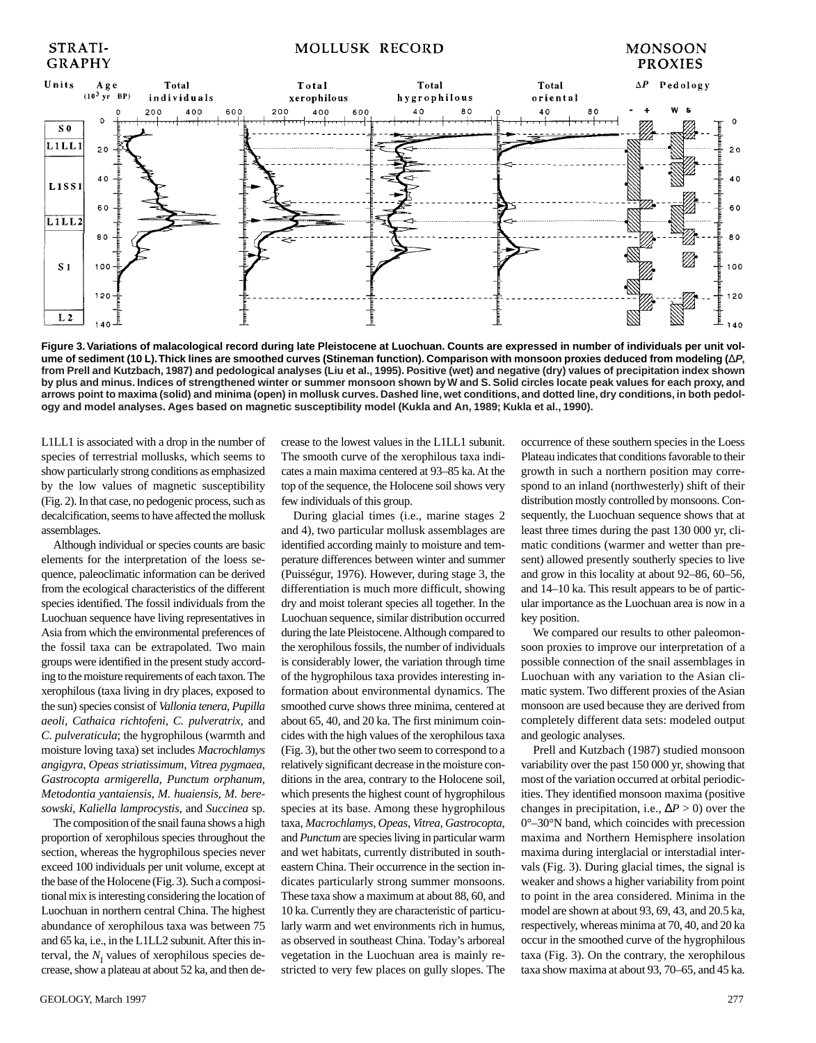Figure 3. Variations of malacological record during late Pleistocene at Luochuan. Counts are expressed in number of individuals per unit volume of sediment (10 L). Thick lines are smoothed curves (Stineman function). Comparison with monsoon proxies deduced from modeling (Δ*P*, from Prell and Kutzbach, 1987) and pedological analyses (Liu et al., 1995). Positive (wet) and negative (dry) values of precipitation index shown by plus and minus. Indices of strengthened winter or summer monsoon shown by W and S. Solid circles locate peak values for each proxy, and arrows point to maxima (solid) and minima (open) in mollusk curves. Dashed line, wet conditions, and dotted line, dry conditions, in both pedology and model analyses. Ages based on magnetic susceptibility model (Kukla and An, 1989; Kukla et al., 1990).

L1LL1 is associated with a drop in the number of species of terrestrial mollusks, which seems to show particularly strong conditions as emphasized by the low values of magnetic susceptibility (Fig. 2). In that case, no pedogenic process, such as decalcification, seems to have affected the mollusk assemblages.

Although individual or species counts are basic elements for the interpretation of the loess sequence, paleoclimatic information can be derived from the ecological characteristics of the different species identified. The fossil individuals from the Luochuan sequence have living representatives in Asia from which the environmental preferences of the fossil taxa can be extrapolated. Two main groups were identified in the present study according to the moisture requirements of each taxon. The xerophilous (taxa living in dry places, exposed to the sun) species consist of *Vallonia tenera*, *Pupilla aeoli*, *Cathaica richtofeni*, *C. pulveratrix*, and *C. pulveraticula*; the hygrophilous (warmth and moisture loving taxa) set includes *Macrochlamys angigyra*, *Opeas striatissimum*, *Vitrea pygmaea*, *Gastrocopta armigerella*, *Punctum orphanum*, *Metodontia yantaiensis*, *M. huaiensis*, *M. beresowski*, *Kaliella lamprocystis*, and *Succinea* sp.

The composition of the snail fauna shows a high proportion of xerophilous species throughout the section, whereas the hygrophilous species never exceed 100 individuals per unit volume, except at the base of the Holocene (Fig. 3). Such a compositional mix is interesting considering the location of Luochuan in northern central China. The highest abundance of xerophilous taxa was between 75 and 65 ka, i.e., in the L1LL2 subunit. After this interval, the $N_1$ values of xerophilous species decrease, show a plateau at about 52 ka, and then decrease to the lowest values in the L1LL1 subunit. The smooth curve of the xerophilous taxa indicates a main maxima centered at 93–85 ka. At the top of the sequence, the Holocene soil shows very few individuals of this group.

During glacial times (i.e., marine stages 2 and 4), two particular mollusk assemblages are identified according mainly to moisture and temperature differences between winter and summer (Puisségur, 1976). However, during stage 3, the differentiation is much more difficult, showing dry and moist tolerant species all together. In the Luochuan sequence, similar distribution occurred during the late Pleistocene. Although compared to the xerophilous fossils, the number of individuals is considerably lower, the variation through time of the hygrophilous taxa provides interesting information about environmental dynamics. The smoothed curve shows three minima, centered at about 65, 40, and 20 ka. The first minimum coincides with the high values of the xerophilous taxa (Fig. 3), but the other two seem to correspond to a relatively significant decrease in the moisture conditions in the area, contrary to the Holocene soil, which presents the highest count of hygrophilous species at its base. Among these hygrophilous taxa, *Macrochlamys*, *Opeas*, *Vitrea*, *Gastrocopta*, and *Punctum* are species living in particular warm and wet habitats, currently distributed in southeastern China. Their occurrence in the section indicates particularly strong summer monsoons. These taxa show a maximum at about 88, 60, and 10 ka. Currently they are characteristic of particularly warm and wet environments rich in humus, as observed in southeast China. Today's arboreal vegetation in the Luochuan area is mainly restricted to very few places on gully slopes. The occurrence of these southern species in the Loess Plateau indicates that conditions favorable to their growth in such a northern position may correspond to an inland (northwesterly) shift of their distribution mostly controlled by monsoons. Consequently, the Luochuan sequence shows that at least three times during the past 130 000 yr, climatic conditions (warmer and wetter than present) allowed presently southerly species to live and grow in this locality at about 92–86, 60–56, and 14–10 ka. This result appears to be of particular importance as the Luochuan area is now in a key position.

We compared our results to other paleomonsoon proxies to improve our interpretation of a possible connection of the snail assemblages in Luochuan with any variation to the Asian climatic system. Two different proxies of the Asian monsoon are used because they are derived from completely different data sets: modeled output and geologic analyses.

Prell and Kutzbach (1987) studied monsoon variability over the past 150 000 yr, showing that most of the variation occurred at orbital periodicities. They identified monsoon maxima (positive changes in precipitation, i.e., $\Delta P > 0$) over the 0°–30°N band, which coincides with precession maxima and Northern Hemisphere insolation maxima during interglacial or interstadial intervals (Fig. 3). During glacial times, the signal is weaker and shows a higher variability from point to point in the area considered. Minima in the model are shown at about 93, 69, 43, and 20.5 ka, respectively, whereas minima at 70, 40, and 20 ka occur in the smoothed curve of the hygrophilous taxa (Fig. 3). On the contrary, the xerophilous taxa show maxima at about 93, 70–65, and 45 ka.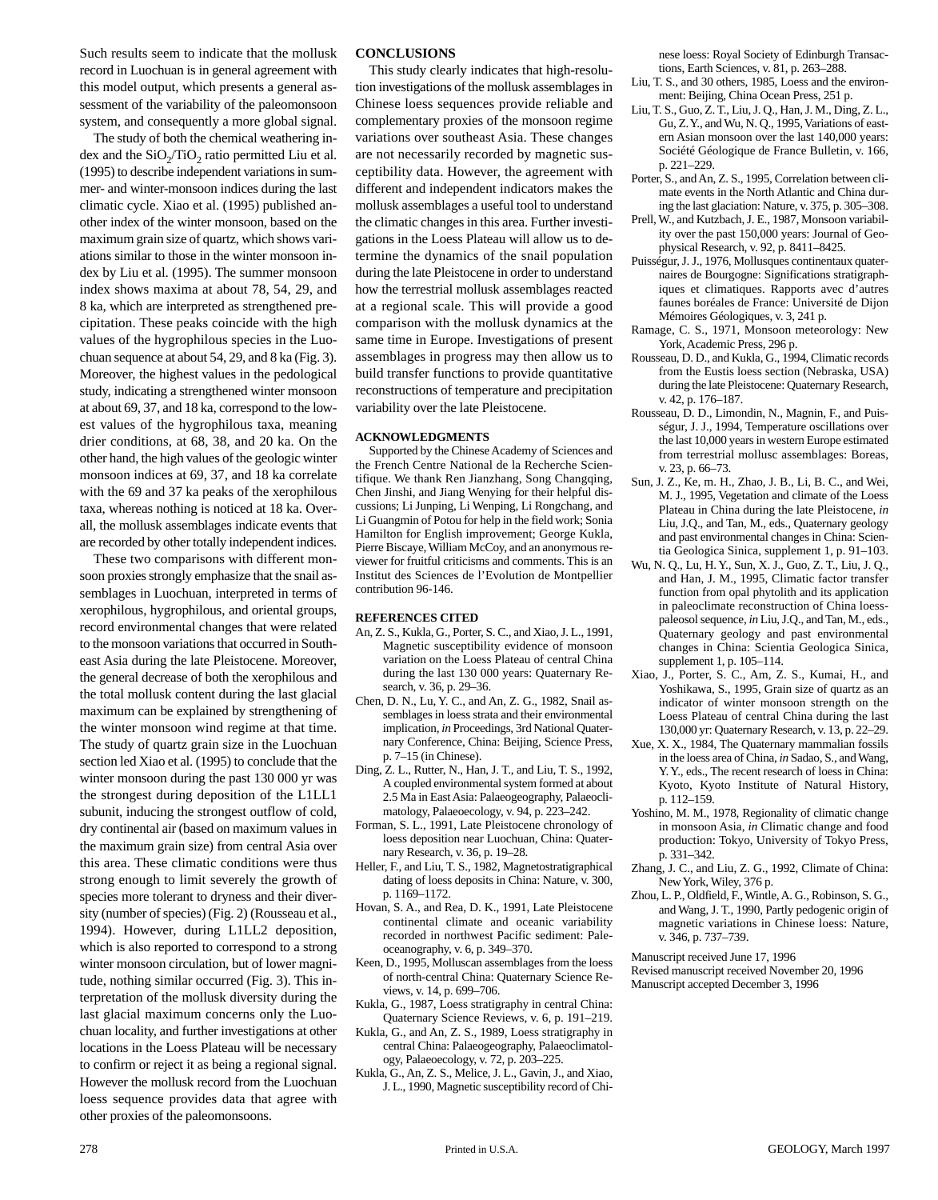Such results seem to indicate that the mollusk record in Luochuan is in general agreement with this model output, which presents a general assessment of the variability of the paleomonsoon system, and consequently a more global signal.

The study of both the chemical weathering index and the $SiO_2/TiO_2$ ratio permitted Liu et al. (1995) to describe independent variations in summer- and winter-monsoon indices during the last climatic cycle. Xiao et al. (1995) published another index of the winter monsoon, based on the maximum grain size of quartz, which shows variations similar to those in the winter monsoon index by Liu et al. (1995). The summer monsoon index shows maxima at about 78, 54, 29, and 8 ka, which are interpreted as strengthened precipitation. These peaks coincide with the high values of the hygrophilous species in the Luochuan sequence at about 54, 29, and 8 ka (Fig. 3). Moreover, the highest values in the pedological study, indicating a strengthened winter monsoon at about 69, 37, and 18 ka, correspond to the lowest values of the hygrophilous taxa, meaning drier conditions, at 68, 38, and 20 ka. On the other hand, the high values of the geologic winter monsoon indices at 69, 37, and 18 ka correlate with the 69 and 37 ka peaks of the xerophilous taxa, whereas nothing is noticed at 18 ka. Overall, the mollusk assemblages indicate events that are recorded by other totally independent indices.

These two comparisons with different monsoon proxies strongly emphasize that the snail assemblages in Luochuan, interpreted in terms of xerophilous, hygrophilous, and oriental groups, record environmental changes that were related to the monsoon variations that occurred in Southeast Asia during the late Pleistocene. Moreover, the general decrease of both the xerophilous and the total mollusk content during the last glacial maximum can be explained by strengthening of the winter monsoon wind regime at that time. The study of quartz grain size in the Luochuan section led Xiao et al. (1995) to conclude that the winter monsoon during the past 130 000 yr was the strongest during deposition of the L1LL1 subunit, inducing the strongest outflow of cold, dry continental air (based on maximum values in the maximum grain size) from central Asia over this area. These climatic conditions were thus strong enough to limit severely the growth of species more tolerant to dryness and their diversity (number of species) (Fig. 2) (Rousseau et al., 1994). However, during L1LL2 deposition, which is also reported to correspond to a strong winter monsoon circulation, but of lower magnitude, nothing similar occurred (Fig. 3). This interpretation of the mollusk diversity during the last glacial maximum concerns only the Luochuan locality, and further investigations at other locations in the Loess Plateau will be necessary to confirm or reject it as being a regional signal. However the mollusk record from the Luochuan loess sequence provides data that agree with other proxies of the paleomonsoons.

## CONCLUSIONS

This study clearly indicates that high-resolution investigations of the mollusk assemblages in Chinese loess sequences provide reliable and complementary proxies of the monsoon regime variations over southeast Asia. These changes are not necessarily recorded by magnetic susceptibility data. However, the agreement with different and independent indicators makes the mollusk assemblages a useful tool to understand the climatic changes in this area. Further investigations in the Loess Plateau will allow us to determine the dynamics of the snail population during the late Pleistocene in order to understand how the terrestrial mollusk assemblages reacted at a regional scale. This will provide a good comparison with the mollusk dynamics at the same time in Europe. Investigations of present assemblages in progress may then allow us to build transfer functions to provide quantitative reconstructions of temperature and precipitation variability over the late Pleistocene.

## ACKNOWLEDGMENTS

Supported by the Chinese Academy of Sciences and the French Centre National de la Recherche Scientifique. We thank Ren Jianzhang, Song Changqing, Chen Jinshi, and Jiang Wenying for their helpful discussions; Li Junping, Li Wenping, Li Rongchang, and Li Guangmin of Potou for help in the field work; Sonia Hamilton for English improvement; George Kukla, Pierre Biscaye, William McCoy, and an anonymous reviewer for fruitful criticisms and comments. This is an Institut des Sciences de l'Evolution de Montpellier contribution 96-146.

## REFERENCES CITED

An, Z. S., Kukla, G., Porter, S. C., and Xiao, J. L., 1991, Magnetic susceptibility evidence of monsoon variation on the Loess Plateau of central China during the last 130 000 years: Quaternary Research, v. 36, p. 29–36.

Chen, D. N., Lu, Y. C., and An, Z. G., 1982, Snail assemblages in loess strata and their environmental implication, *in* Proceedings, 3rd National Quaternary Conference, China: Beijing, Science Press, p. 7–15 (in Chinese).

Ding, Z. L., Rutter, N., Han, J. T., and Liu, T. S., 1992, A coupled environmental system formed at about 2.5 Ma in East Asia: Palaeogeography, Palaeoclimatology, Palaeoecology, v. 94, p. 223–242.

Forman, S. L., 1991, Late Pleistocene chronology of loess deposition near Luochuan, China: Quaternary Research, v. 36, p. 19–28.

Heller, F., and Liu, T. S., 1982, Magnetostratigraphical dating of loess deposits in China: Nature, v. 300, p. 1169–1172.

Hovan, S. A., and Rea, D. K., 1991, Late Pleistocene continental climate and oceanic variability recorded in northwest Pacific sediment: Paleoceanography, v. 6, p. 349–370.

Keen, D., 1995, Molluscan assemblages from the loess of north-central China: Quaternary Science Reviews, v. 14, p. 699–706.

Kukla, G., 1987, Loess stratigraphy in central China: Quaternary Science Reviews, v. 6, p. 191–219.

Kukla, G., and An, Z. S., 1989, Loess stratigraphy in central China: Palaeogeography, Palaeoclimatology, Palaeoecology, v. 72, p. 203–225.

Kukla, G., An, Z. S., Melice, J. L., Gavin, J., and Xiao, J. L., 1990, Magnetic susceptibility record of Chinese loess: Royal Society of Edinburgh Transactions, Earth Sciences, v. 81, p. 263–288.

Liu, T. S., and 30 others, 1985, Loess and the environment: Beijing, China Ocean Press, 251 p.

Liu, T. S., Guo, Z. T., Liu, J. Q., Han, J. M., Ding, Z. L., Gu, Z. Y., and Wu, N. Q., 1995, Variations of eastern Asian monsoon over the last 140,000 years: Société Géologique de France Bulletin, v. 166, p. 221–229.

Porter, S., and An, Z. S., 1995, Correlation between climate events in the North Atlantic and China during the last glaciation: Nature, v. 375, p. 305–308.

Prell, W., and Kutzbach, J. E., 1987, Monsoon variability over the past 150,000 years: Journal of Geophysical Research, v. 92, p. 8411–8425.

Puisségur, J. J., 1976, Mollusques continentaux quaternaires de Bourgogne: Significations stratigraphiques et climatiques. Rapports avec d'autres faunes boréales de France: Université de Dijon Mémoires Géologiques, v. 3, 241 p.

Ramage, C. S., 1971, Monsoon meteorology: New York, Academic Press, 296 p.

Rousseau, D. D., and Kukla, G., 1994, Climatic records from the Eustis loess section (Nebraska, USA) during the late Pleistocene: Quaternary Research, v. 42, p. 176–187.

Rousseau, D. D., Limondin, N., Magnin, F., and Puisségur, J. J., 1994, Temperature oscillations over the last 10,000 years in western Europe estimated from terrestrial mollusc assemblages: Boreas, v. 23, p. 66–73.

Sun, J. Z., Ke, m. H., Zhao, J. B., Li, B. C., and Wei, M. J., 1995, Vegetation and climate of the Loess Plateau in China during the late Pleistocene, *in* Liu, J.Q., and Tan, M., eds., Quaternary geology and past environmental changes in China: Scientia Geologica Sinica, supplement 1, p. 91–103.

Wu, N. Q., Lu, H. Y., Sun, X. J., Guo, Z. T., Liu, J. Q., and Han, J. M., 1995, Climatic factor transfer function from opal phytolith and its application in paleoclimate reconstruction of China loess-paleosol sequence, *in* Liu, J.Q., and Tan, M., eds., Quaternary geology and past environmental changes in China: Scientia Geologica Sinica, supplement 1, p. 105–114.

Xiao, J., Porter, S. C., Am, Z. S., Kumai, H., and Yoshikawa, S., 1995, Grain size of quartz as an indicator of winter monsoon strength on the Loess Plateau of central China during the last 130,000 yr: Quaternary Research, v. 13, p. 22–29.

Xue, X. X., 1984, The Quaternary mammalian fossils in the loess area of China, *in* Sadao, S., and Wang, Y. Y., eds., The recent research of loess in China: Kyoto, Kyoto Institute of Natural History, p. 112–159.

Yoshino, M. M., 1978, Regionality of climatic change in monsoon Asia, *in* Climatic change and food production: Tokyo, University of Tokyo Press, p. 331–342.

Zhang, J. C., and Liu, Z. G., 1992, Climate of China: New York, Wiley, 376 p.

Zhou, L. P., Oldfield, F., Wintle, A. G., Robinson, S. G., and Wang, J. T., 1990, Partly pedogenic origin of magnetic variations in Chinese loess: Nature, v. 346, p. 737–739.

Manuscript received June 17, 1996
Revised manuscript received November 20, 1996
Manuscript accepted December 3, 1996